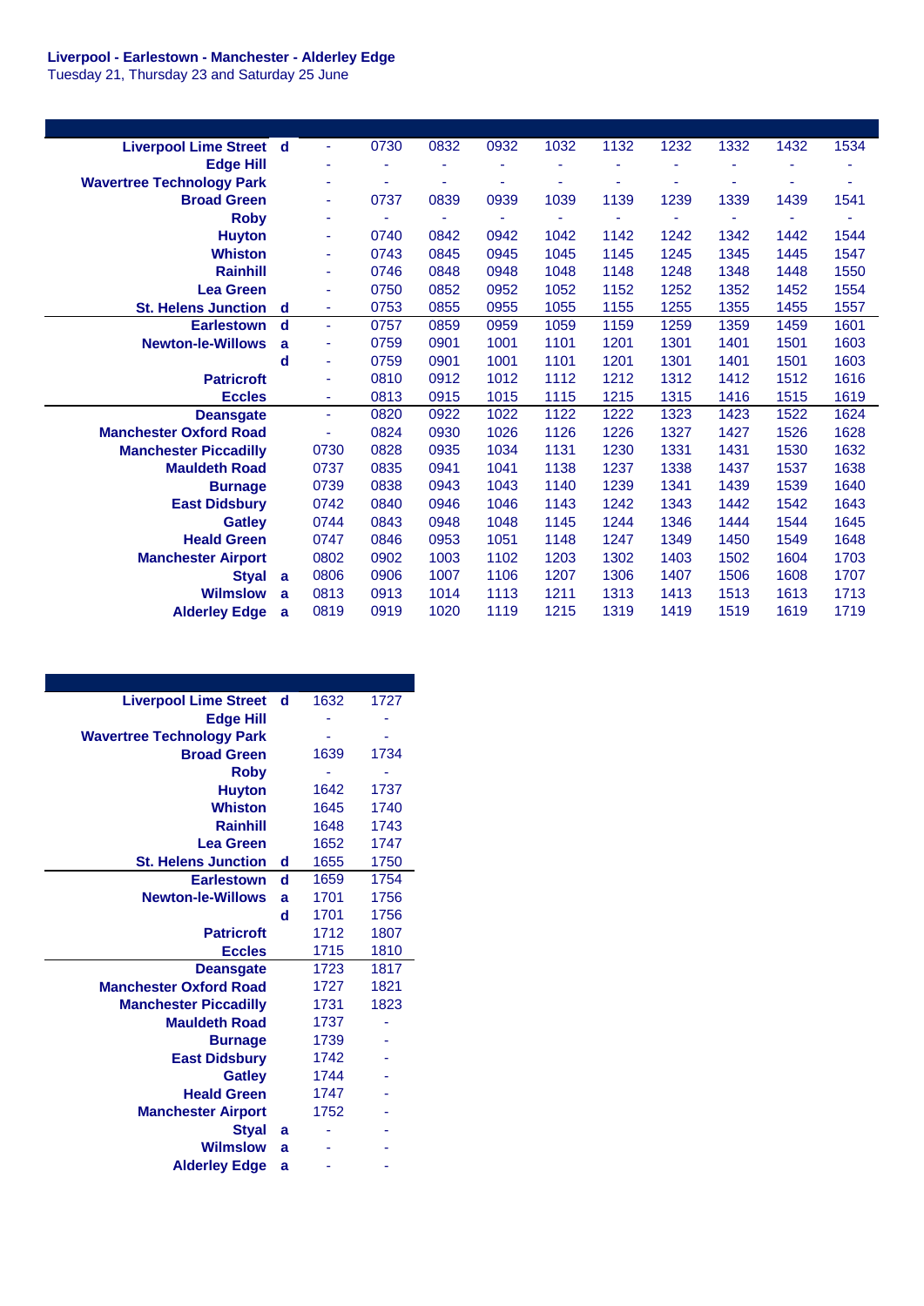**Liverpool - Earlestown - Manchester - Alderley Edge**
Tuesday 21, Thursday 23 and Saturday 25 June

| Station | | | | | | | | | | | |
|---|---|---|---|---|---|---|---|---|---|---|---|
| Liverpool Lime Street | d | - | 0730 | 0832 | 0932 | 1032 | 1132 | 1232 | 1332 | 1432 | 1534 |
| Edge Hill | | - | - | - | - | - | - | - | - | - | - |
| Wavertree Technology Park | | - | - | - | - | - | - | - | - | - | - |
| Broad Green | | - | 0737 | 0839 | 0939 | 1039 | 1139 | 1239 | 1339 | 1439 | 1541 |
| Roby | | - | - | - | - | - | - | - | - | - | - |
| Huyton | | - | 0740 | 0842 | 0942 | 1042 | 1142 | 1242 | 1342 | 1442 | 1544 |
| Whiston | | - | 0743 | 0845 | 0945 | 1045 | 1145 | 1245 | 1345 | 1445 | 1547 |
| Rainhill | | - | 0746 | 0848 | 0948 | 1048 | 1148 | 1248 | 1348 | 1448 | 1550 |
| Lea Green | | - | 0750 | 0852 | 0952 | 1052 | 1152 | 1252 | 1352 | 1452 | 1554 |
| St. Helens Junction | d | - | 0753 | 0855 | 0955 | 1055 | 1155 | 1255 | 1355 | 1455 | 1557 |
| Earlestown | d | - | 0757 | 0859 | 0959 | 1059 | 1159 | 1259 | 1359 | 1459 | 1601 |
| Newton-le-Willows | a | - | 0759 | 0901 | 1001 | 1101 | 1201 | 1301 | 1401 | 1501 | 1603 |
| | d | - | 0759 | 0901 | 1001 | 1101 | 1201 | 1301 | 1401 | 1501 | 1603 |
| Patricroft | | - | 0810 | 0912 | 1012 | 1112 | 1212 | 1312 | 1412 | 1512 | 1616 |
| Eccles | | - | 0813 | 0915 | 1015 | 1115 | 1215 | 1315 | 1416 | 1515 | 1619 |
| Deansgate | | - | 0820 | 0922 | 1022 | 1122 | 1222 | 1323 | 1423 | 1522 | 1624 |
| Manchester Oxford Road | | - | 0824 | 0930 | 1026 | 1126 | 1226 | 1327 | 1427 | 1526 | 1628 |
| Manchester Piccadilly | | 0730 | 0828 | 0935 | 1034 | 1131 | 1230 | 1331 | 1431 | 1530 | 1632 |
| Mauldeth Road | | 0737 | 0835 | 0941 | 1041 | 1138 | 1237 | 1338 | 1437 | 1537 | 1638 |
| Burnage | | 0739 | 0838 | 0943 | 1043 | 1140 | 1239 | 1341 | 1439 | 1539 | 1640 |
| East Didsbury | | 0742 | 0840 | 0946 | 1046 | 1143 | 1242 | 1343 | 1442 | 1542 | 1643 |
| Gatley | | 0744 | 0843 | 0948 | 1048 | 1145 | 1244 | 1346 | 1444 | 1544 | 1645 |
| Heald Green | | 0747 | 0846 | 0953 | 1051 | 1148 | 1247 | 1349 | 1450 | 1549 | 1648 |
| Manchester Airport | | 0802 | 0902 | 1003 | 1102 | 1203 | 1302 | 1403 | 1502 | 1604 | 1703 |
| Styal | a | 0806 | 0906 | 1007 | 1106 | 1207 | 1306 | 1407 | 1506 | 1608 | 1707 |
| Wilmslow | a | 0813 | 0913 | 1014 | 1113 | 1211 | 1313 | 1413 | 1513 | 1613 | 1713 |
| Alderley Edge | a | 0819 | 0919 | 1020 | 1119 | 1215 | 1319 | 1419 | 1519 | 1619 | 1719 |

| Station | | | |
|---|---|---|---|
| Liverpool Lime Street | d | 1632 | 1727 |
| Edge Hill | | - | - |
| Wavertree Technology Park | | - | - |
| Broad Green | | 1639 | 1734 |
| Roby | | - | - |
| Huyton | | 1642 | 1737 |
| Whiston | | 1645 | 1740 |
| Rainhill | | 1648 | 1743 |
| Lea Green | | 1652 | 1747 |
| St. Helens Junction | d | 1655 | 1750 |
| Earlestown | d | 1659 | 1754 |
| Newton-le-Willows | a | 1701 | 1756 |
| | d | 1701 | 1756 |
| Patricroft | | 1712 | 1807 |
| Eccles | | 1715 | 1810 |
| Deansgate | | 1723 | 1817 |
| Manchester Oxford Road | | 1727 | 1821 |
| Manchester Piccadilly | | 1731 | 1823 |
| Mauldeth Road | | 1737 | - |
| Burnage | | 1739 | - |
| East Didsbury | | 1742 | - |
| Gatley | | 1744 | - |
| Heald Green | | 1747 | - |
| Manchester Airport | | 1752 | - |
| Styal | a | - | - |
| Wilmslow | a | - | - |
| Alderley Edge | a | - | - |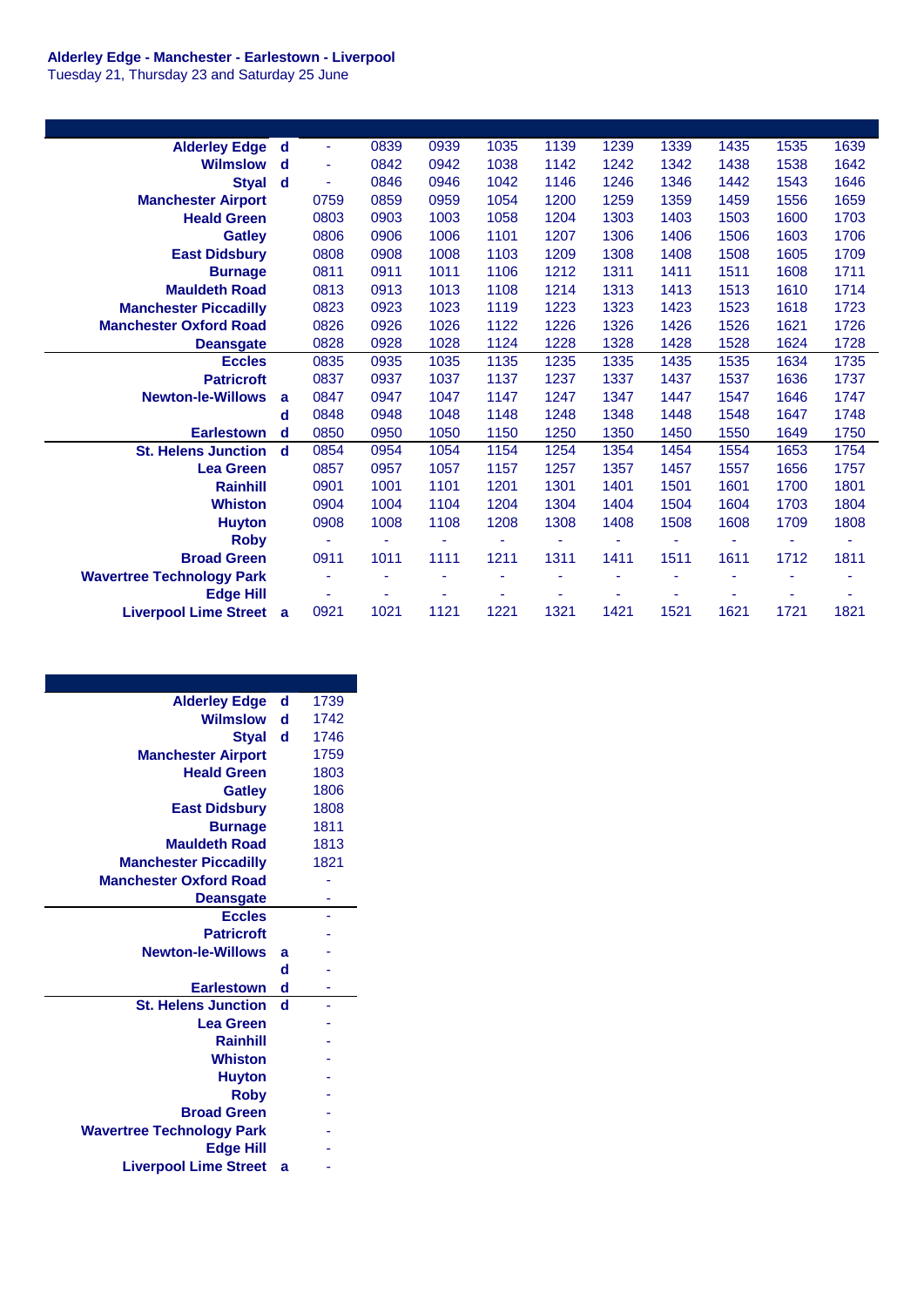**Alderley Edge - Manchester - Earlestown - Liverpool**
Tuesday 21, Thursday 23 and Saturday 25 June

| | | | | | | | | | | | |
|---|---|---|---|---|---|---|---|---|---|---|---|
| Alderley Edge | d | - | 0839 | 0939 | 1035 | 1139 | 1239 | 1339 | 1435 | 1535 | 1639 |
| Wilmslow | d | - | 0842 | 0942 | 1038 | 1142 | 1242 | 1342 | 1438 | 1538 | 1642 |
| Styal | d | - | 0846 | 0946 | 1042 | 1146 | 1246 | 1346 | 1442 | 1543 | 1646 |
| Manchester Airport | | 0759 | 0859 | 0959 | 1054 | 1200 | 1259 | 1359 | 1459 | 1556 | 1659 |
| Heald Green | | 0803 | 0903 | 1003 | 1058 | 1204 | 1303 | 1403 | 1503 | 1600 | 1703 |
| Gatley | | 0806 | 0906 | 1006 | 1101 | 1207 | 1306 | 1406 | 1506 | 1603 | 1706 |
| East Didsbury | | 0808 | 0908 | 1008 | 1103 | 1209 | 1308 | 1408 | 1508 | 1605 | 1709 |
| Burnage | | 0811 | 0911 | 1011 | 1106 | 1212 | 1311 | 1411 | 1511 | 1608 | 1711 |
| Mauldeth Road | | 0813 | 0913 | 1013 | 1108 | 1214 | 1313 | 1413 | 1513 | 1610 | 1714 |
| Manchester Piccadilly | | 0823 | 0923 | 1023 | 1119 | 1223 | 1323 | 1423 | 1523 | 1618 | 1723 |
| Manchester Oxford Road | | 0826 | 0926 | 1026 | 1122 | 1226 | 1326 | 1426 | 1526 | 1621 | 1726 |
| Deansgate | | 0828 | 0928 | 1028 | 1124 | 1228 | 1328 | 1428 | 1528 | 1624 | 1728 |
| Eccles | | 0835 | 0935 | 1035 | 1135 | 1235 | 1335 | 1435 | 1535 | 1634 | 1735 |
| Patricroft | | 0837 | 0937 | 1037 | 1137 | 1237 | 1337 | 1437 | 1537 | 1636 | 1737 |
| Newton-le-Willows | a | 0847 | 0947 | 1047 | 1147 | 1247 | 1347 | 1447 | 1547 | 1646 | 1747 |
| | d | 0848 | 0948 | 1048 | 1148 | 1248 | 1348 | 1448 | 1548 | 1647 | 1748 |
| Earlestown | d | 0850 | 0950 | 1050 | 1150 | 1250 | 1350 | 1450 | 1550 | 1649 | 1750 |
| St. Helens Junction | d | 0854 | 0954 | 1054 | 1154 | 1254 | 1354 | 1454 | 1554 | 1653 | 1754 |
| Lea Green | | 0857 | 0957 | 1057 | 1157 | 1257 | 1357 | 1457 | 1557 | 1656 | 1757 |
| Rainhill | | 0901 | 1001 | 1101 | 1201 | 1301 | 1401 | 1501 | 1601 | 1700 | 1801 |
| Whiston | | 0904 | 1004 | 1104 | 1204 | 1304 | 1404 | 1504 | 1604 | 1703 | 1804 |
| Huyton | | 0908 | 1008 | 1108 | 1208 | 1308 | 1408 | 1508 | 1608 | 1709 | 1808 |
| Roby | | - | - | - | - | - | - | - | - | - | - |
| Broad Green | | 0911 | 1011 | 1111 | 1211 | 1311 | 1411 | 1511 | 1611 | 1712 | 1811 |
| Wavertree Technology Park | | - | - | - | - | - | - | - | - | - | - |
| Edge Hill | | - | - | - | - | - | - | - | - | - | - |
| Liverpool Lime Street | a | 0921 | 1021 | 1121 | 1221 | 1321 | 1421 | 1521 | 1621 | 1721 | 1821 |

| | | |
|---|---|---|
| Alderley Edge | d | 1739 |
| Wilmslow | d | 1742 |
| Styal | d | 1746 |
| Manchester Airport | | 1759 |
| Heald Green | | 1803 |
| Gatley | | 1806 |
| East Didsbury | | 1808 |
| Burnage | | 1811 |
| Mauldeth Road | | 1813 |
| Manchester Piccadilly | | 1821 |
| Manchester Oxford Road | | - |
| Deansgate | | - |
| Eccles | | - |
| Patricroft | | - |
| Newton-le-Willows | a | - |
| | d | - |
| Earlestown | d | - |
| St. Helens Junction | d | - |
| Lea Green | | - |
| Rainhill | | - |
| Whiston | | - |
| Huyton | | - |
| Roby | | - |
| Broad Green | | - |
| Wavertree Technology Park | | - |
| Edge Hill | | - |
| Liverpool Lime Street | a | - |